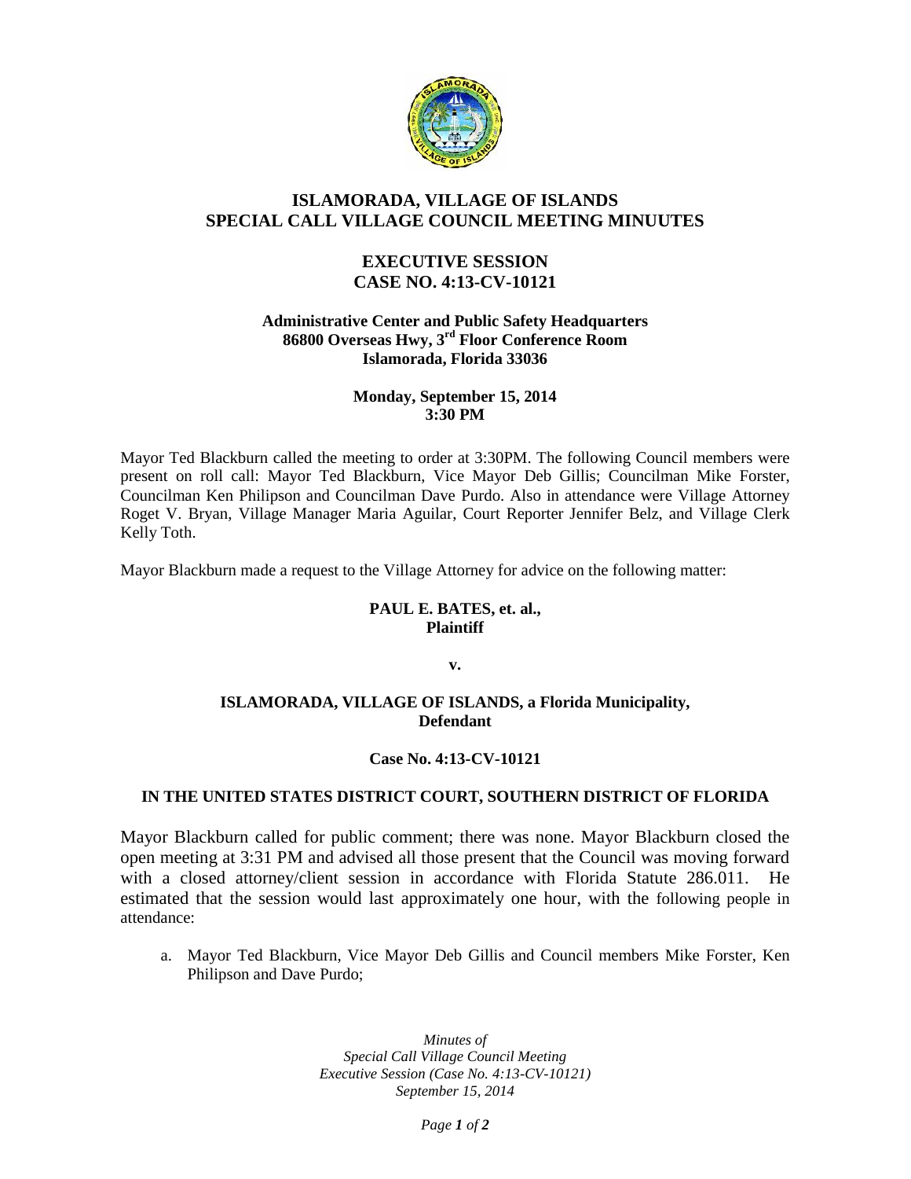# ISLAMORADA, VILLAGE OF ISLANDS
# SPECIAL CALL VILLAGE COUNCIL MEETING MINUUTES

## EXECUTIVE SESSION
## CASE NO. 4:13-CV-10121

**Administrative Center and Public Safety Headquarters**
**86800 Overseas Hwy, 3rd Floor Conference Room**
**Islamorada, Florida 33036**

**Monday, September 15, 2014**
**3:30 PM**

Mayor Ted Blackburn called the meeting to order at 3:30PM. The following Council members were present on roll call: Mayor Ted Blackburn, Vice Mayor Deb Gillis; Councilman Mike Forster, Councilman Ken Philipson and Councilman Dave Purdo. Also in attendance were Village Attorney Roget V. Bryan, Village Manager Maria Aguilar, Court Reporter Jennifer Belz, and Village Clerk Kelly Toth.

Mayor Blackburn made a request to the Village Attorney for advice on the following matter:

**PAUL E. BATES, et. al.,**
**Plaintiff**

**v.**

**ISLAMORADA, VILLAGE OF ISLANDS, a Florida Municipality,**
**Defendant**

**Case No. 4:13-CV-10121**

**IN THE UNITED STATES DISTRICT COURT, SOUTHERN DISTRICT OF FLORIDA**

Mayor Blackburn called for public comment; there was none. Mayor Blackburn closed the open meeting at 3:31 PM and advised all those present that the Council was moving forward with a closed attorney/client session in accordance with Florida Statute 286.011. He estimated that the session would last approximately one hour, with the following people in attendance:

a. Mayor Ted Blackburn, Vice Mayor Deb Gillis and Council members Mike Forster, Ken Philipson and Dave Purdo;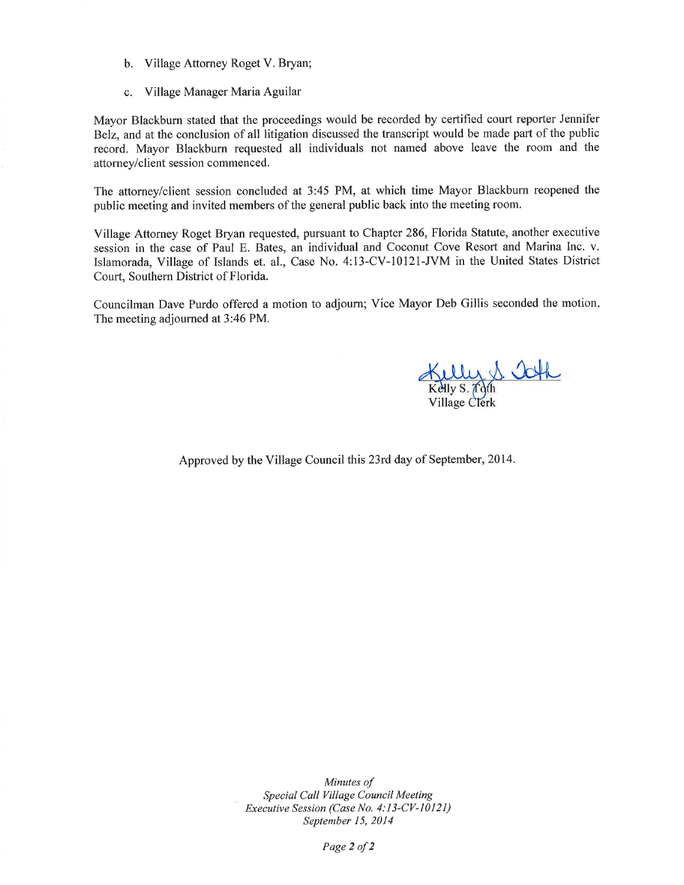b. Village Attorney Roget V. Bryan;

c. Village Manager Maria Aguilar

Mayor Blackburn stated that the proceedings would be recorded by certified court reporter Jennifer Belz, and at the conclusion of all litigation discussed the transcript would be made part of the public record. Mayor Blackburn requested all individuals not named above leave the room and the attorney/client session commenced.

The attorney/client session concluded at 3:45 PM, at which time Mayor Blackburn reopened the public meeting and invited members of the general public back into the meeting room.

Village Attorney Roget Bryan requested, pursuant to Chapter 286, Florida Statute, another executive session in the case of Paul E. Bates, an individual and Coconut Cove Resort and Marina Inc. v. Islamorada, Village of Islands et. al., Case No. 4:13-CV-10121-JVM in the United States District Court, Southern District of Florida.

Councilman Dave Purdo offered a motion to adjourn; Vice Mayor Deb Gillis seconded the motion. The meeting adjourned at 3:46 PM.

Kelly S. Toth
Village Clerk

Approved by the Village Council this 23rd day of September, 2014.

*Minutes of*
*Special Call Village Council Meeting*
*Executive Session (Case No. 4:13-CV-10121)*
*September 15, 2014*